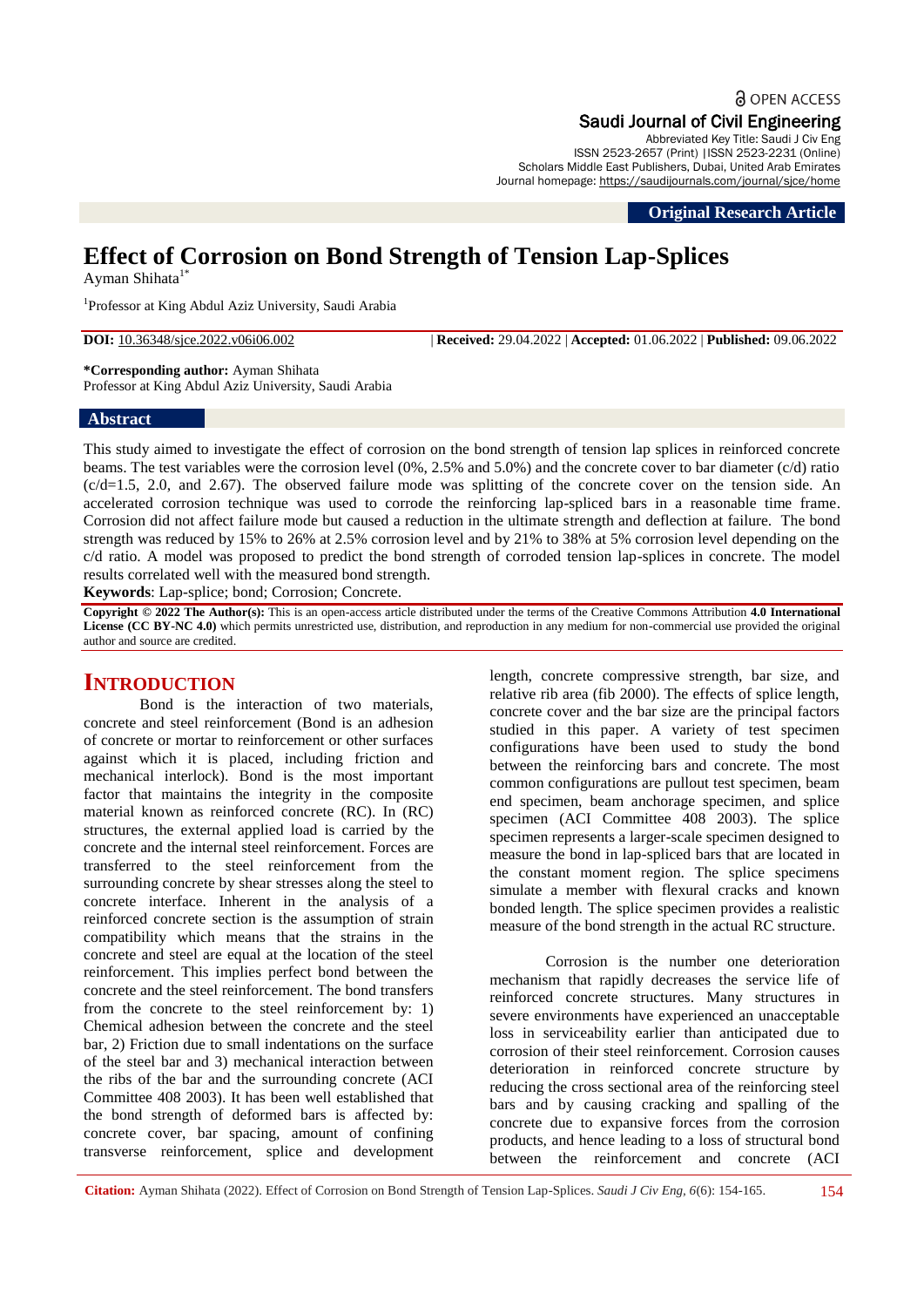Original Research Article

# Effect of Corrosion on Bond Strength of Tension Lap-Splices

Ayman Shihata[1*]

[1]Professor at King Abdul Aziz University, Saudi Arabia

**DOI:** 10.36348/sjce.2022.v06i06.002 | **Received:** 29.04.2022 | **Accepted:** 01.06.2022 | **Published:** 09.06.2022

**\*Corresponding author:** Ayman Shihata
Professor at King Abdul Aziz University, Saudi Arabia

## Abstract

This study aimed to investigate the effect of corrosion on the bond strength of tension lap splices in reinforced concrete beams. The test variables were the corrosion level (0%, 2.5% and 5.0%) and the concrete cover to bar diameter (c/d) ratio (c/d=1.5, 2.0, and 2.67). The observed failure mode was splitting of the concrete cover on the tension side. An accelerated corrosion technique was used to corrode the reinforcing lap-spliced bars in a reasonable time frame. Corrosion did not affect failure mode but caused a reduction in the ultimate strength and deflection at failure. The bond strength was reduced by 15% to 26% at 2.5% corrosion level and by 21% to 38% at 5% corrosion level depending on the c/d ratio. A model was proposed to predict the bond strength of corroded tension lap-splices in concrete. The model results correlated well with the measured bond strength.

**Keywords**: Lap-splice; bond; Corrosion; Concrete.

**Copyright © 2022 The Author(s):** This is an open-access article distributed under the terms of the Creative Commons Attribution **4.0 International License (CC BY-NC 4.0)** which permits unrestricted use, distribution, and reproduction in any medium for non-commercial use provided the original author and source are credited.

## INTRODUCTION

Bond is the interaction of two materials, concrete and steel reinforcement (Bond is an adhesion of concrete or mortar to reinforcement or other surfaces against which it is placed, including friction and mechanical interlock). Bond is the most important factor that maintains the integrity in the composite material known as reinforced concrete (RC). In (RC) structures, the external applied load is carried by the concrete and the internal steel reinforcement. Forces are transferred to the steel reinforcement from the surrounding concrete by shear stresses along the steel to concrete interface. Inherent in the analysis of a reinforced concrete section is the assumption of strain compatibility which means that the strains in the concrete and steel are equal at the location of the steel reinforcement. This implies perfect bond between the concrete and the steel reinforcement. The bond transfers from the concrete to the steel reinforcement by: 1) Chemical adhesion between the concrete and the steel bar, 2) Friction due to small indentations on the surface of the steel bar and 3) mechanical interaction between the ribs of the bar and the surrounding concrete (ACI Committee 408 2003). It has been well established that the bond strength of deformed bars is affected by: concrete cover, bar spacing, amount of confining transverse reinforcement, splice and development length, concrete compressive strength, bar size, and relative rib area (fib 2000). The effects of splice length, concrete cover and the bar size are the principal factors studied in this paper. A variety of test specimen configurations have been used to study the bond between the reinforcing bars and concrete. The most common configurations are pullout test specimen, beam end specimen, beam anchorage specimen, and splice specimen (ACI Committee 408 2003). The splice specimen represents a larger-scale specimen designed to measure the bond in lap-spliced bars that are located in the constant moment region. The splice specimens simulate a member with flexural cracks and known bonded length. The splice specimen provides a realistic measure of the bond strength in the actual RC structure.

Corrosion is the number one deterioration mechanism that rapidly decreases the service life of reinforced concrete structures. Many structures in severe environments have experienced an unacceptable loss in serviceability earlier than anticipated due to corrosion of their steel reinforcement. Corrosion causes deterioration in reinforced concrete structure by reducing the cross sectional area of the reinforcing steel bars and by causing cracking and spalling of the concrete due to expansive forces from the corrosion products, and hence leading to a loss of structural bond between the reinforcement and concrete (ACI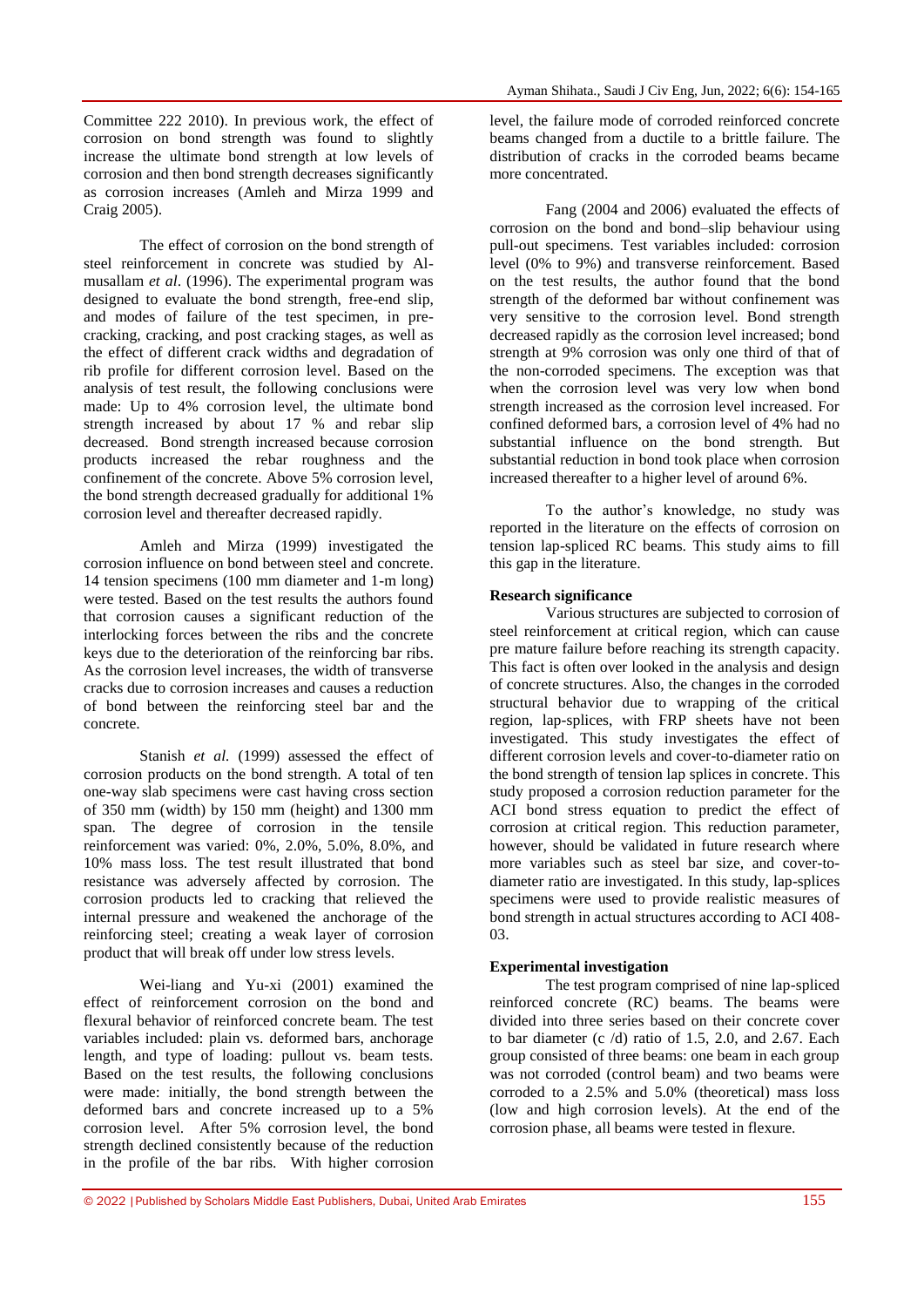Committee 222 2010). In previous work, the effect of corrosion on bond strength was found to slightly increase the ultimate bond strength at low levels of corrosion and then bond strength decreases significantly as corrosion increases (Amleh and Mirza 1999 and Craig 2005).

The effect of corrosion on the bond strength of steel reinforcement in concrete was studied by Al-musallam *et al*. (1996). The experimental program was designed to evaluate the bond strength, free-end slip, and modes of failure of the test specimen, in pre-cracking, cracking, and post cracking stages, as well as the effect of different crack widths and degradation of rib profile for different corrosion level. Based on the analysis of test result, the following conclusions were made: Up to 4% corrosion level, the ultimate bond strength increased by about 17 % and rebar slip decreased. Bond strength increased because corrosion products increased the rebar roughness and the confinement of the concrete. Above 5% corrosion level, the bond strength decreased gradually for additional 1% corrosion level and thereafter decreased rapidly.

Amleh and Mirza (1999) investigated the corrosion influence on bond between steel and concrete. 14 tension specimens (100 mm diameter and 1-m long) were tested. Based on the test results the authors found that corrosion causes a significant reduction of the interlocking forces between the ribs and the concrete keys due to the deterioration of the reinforcing bar ribs. As the corrosion level increases, the width of transverse cracks due to corrosion increases and causes a reduction of bond between the reinforcing steel bar and the concrete.

Stanish *et al.* (1999) assessed the effect of corrosion products on the bond strength. A total of ten one-way slab specimens were cast having cross section of 350 mm (width) by 150 mm (height) and 1300 mm span. The degree of corrosion in the tensile reinforcement was varied: 0%, 2.0%, 5.0%, 8.0%, and 10% mass loss. The test result illustrated that bond resistance was adversely affected by corrosion. The corrosion products led to cracking that relieved the internal pressure and weakened the anchorage of the reinforcing steel; creating a weak layer of corrosion product that will break off under low stress levels.

Wei-liang and Yu-xi (2001) examined the effect of reinforcement corrosion on the bond and flexural behavior of reinforced concrete beam. The test variables included: plain vs. deformed bars, anchorage length, and type of loading: pullout vs. beam tests. Based on the test results, the following conclusions were made: initially, the bond strength between the deformed bars and concrete increased up to a 5% corrosion level. After 5% corrosion level, the bond strength declined consistently because of the reduction in the profile of the bar ribs. With higher corrosion level, the failure mode of corroded reinforced concrete beams changed from a ductile to a brittle failure. The distribution of cracks in the corroded beams became more concentrated.

Fang (2004 and 2006) evaluated the effects of corrosion on the bond and bond–slip behaviour using pull-out specimens. Test variables included: corrosion level (0% to 9%) and transverse reinforcement. Based on the test results, the author found that the bond strength of the deformed bar without confinement was very sensitive to the corrosion level. Bond strength decreased rapidly as the corrosion level increased; bond strength at 9% corrosion was only one third of that of the non-corroded specimens. The exception was that when the corrosion level was very low when bond strength increased as the corrosion level increased. For confined deformed bars, a corrosion level of 4% had no substantial influence on the bond strength. But substantial reduction in bond took place when corrosion increased thereafter to a higher level of around 6%.

To the author's knowledge, no study was reported in the literature on the effects of corrosion on tension lap-spliced RC beams. This study aims to fill this gap in the literature.

**Research significance**

Various structures are subjected to corrosion of steel reinforcement at critical region, which can cause pre mature failure before reaching its strength capacity. This fact is often over looked in the analysis and design of concrete structures. Also, the changes in the corroded structural behavior due to wrapping of the critical region, lap-splices, with FRP sheets have not been investigated. This study investigates the effect of different corrosion levels and cover-to-diameter ratio on the bond strength of tension lap splices in concrete. This study proposed a corrosion reduction parameter for the ACI bond stress equation to predict the effect of corrosion at critical region. This reduction parameter, however, should be validated in future research where more variables such as steel bar size, and cover-to-diameter ratio are investigated. In this study, lap-splices specimens were used to provide realistic measures of bond strength in actual structures according to ACI 408-03.

**Experimental investigation**

The test program comprised of nine lap-spliced reinforced concrete (RC) beams. The beams were divided into three series based on their concrete cover to bar diameter (c /d) ratio of 1.5, 2.0, and 2.67. Each group consisted of three beams: one beam in each group was not corroded (control beam) and two beams were corroded to a 2.5% and 5.0% (theoretical) mass loss (low and high corrosion levels). At the end of the corrosion phase, all beams were tested in flexure.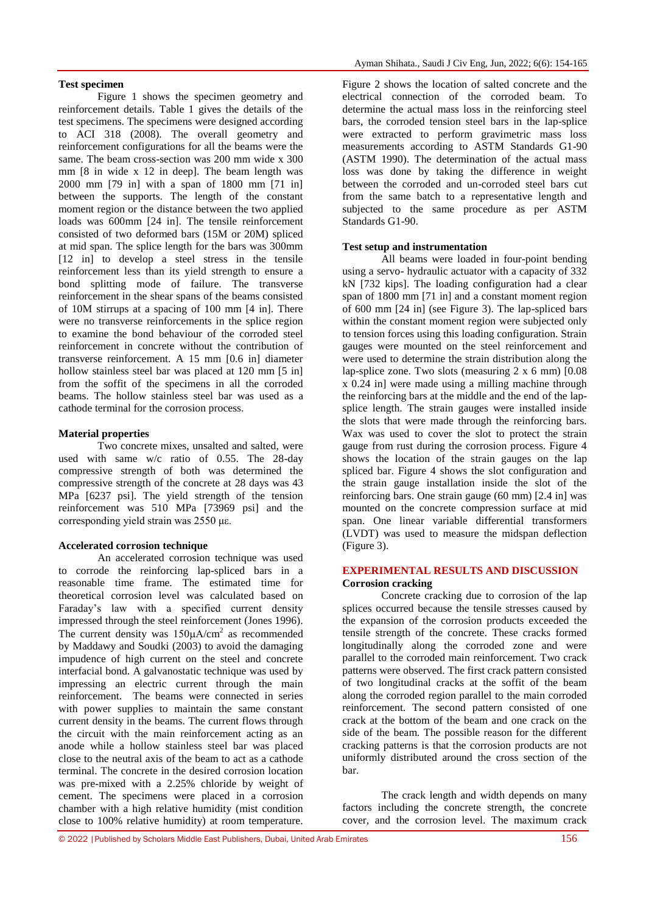### Test specimen

Figure 1 shows the specimen geometry and reinforcement details. Table 1 gives the details of the test specimens. The specimens were designed according to ACI 318 (2008). The overall geometry and reinforcement configurations for all the beams were the same. The beam cross-section was 200 mm wide x 300 mm [8 in wide x 12 in deep]. The beam length was 2000 mm [79 in] with a span of 1800 mm [71 in] between the supports. The length of the constant moment region or the distance between the two applied loads was 600mm [24 in]. The tensile reinforcement consisted of two deformed bars (15M or 20M) spliced at mid span. The splice length for the bars was 300mm [12 in] to develop a steel stress in the tensile reinforcement less than its yield strength to ensure a bond splitting mode of failure. The transverse reinforcement in the shear spans of the beams consisted of 10M stirrups at a spacing of 100 mm [4 in]. There were no transverse reinforcements in the splice region to examine the bond behaviour of the corroded steel reinforcement in concrete without the contribution of transverse reinforcement. A 15 mm [0.6 in] diameter hollow stainless steel bar was placed at 120 mm [5 in] from the soffit of the specimens in all the corroded beams. The hollow stainless steel bar was used as a cathode terminal for the corrosion process.

### Material properties

Two concrete mixes, unsalted and salted, were used with same w/c ratio of 0.55. The 28-day compressive strength of both was determined the compressive strength of the concrete at 28 days was 43 MPa [6237 psi]. The yield strength of the tension reinforcement was 510 MPa [73969 psi] and the corresponding yield strain was 2550 με.

### Accelerated corrosion technique

An accelerated corrosion technique was used to corrode the reinforcing lap-spliced bars in a reasonable time frame. The estimated time for theoretical corrosion level was calculated based on Faraday's law with a specified current density impressed through the steel reinforcement (Jones 1996). The current density was 150μA/cm$^2$ as recommended by Maddawy and Soudki (2003) to avoid the damaging impudence of high current on the steel and concrete interfacial bond. A galvanostatic technique was used by impressing an electric current through the main reinforcement. The beams were connected in series with power supplies to maintain the same constant current density in the beams. The current flows through the circuit with the main reinforcement acting as an anode while a hollow stainless steel bar was placed close to the neutral axis of the beam to act as a cathode terminal. The concrete in the desired corrosion location was pre-mixed with a 2.25% chloride by weight of cement. The specimens were placed in a corrosion chamber with a high relative humidity (mist condition close to 100% relative humidity) at room temperature. Figure 2 shows the location of salted concrete and the electrical connection of the corroded beam. To determine the actual mass loss in the reinforcing steel bars, the corroded tension steel bars in the lap-splice were extracted to perform gravimetric mass loss measurements according to ASTM Standards G1-90 (ASTM 1990). The determination of the actual mass loss was done by taking the difference in weight between the corroded and un-corroded steel bars cut from the same batch to a representative length and subjected to the same procedure as per ASTM Standards G1-90.

### Test setup and instrumentation

All beams were loaded in four-point bending using a servo- hydraulic actuator with a capacity of 332 kN [732 kips]. The loading configuration had a clear span of 1800 mm [71 in] and a constant moment region of 600 mm [24 in] (see Figure 3). The lap-spliced bars within the constant moment region were subjected only to tension forces using this loading configuration. Strain gauges were mounted on the steel reinforcement and were used to determine the strain distribution along the lap-splice zone. Two slots (measuring 2 x 6 mm) [0.08 x 0.24 in] were made using a milling machine through the reinforcing bars at the middle and the end of the lap-splice length. The strain gauges were installed inside the slots that were made through the reinforcing bars. Wax was used to cover the slot to protect the strain gauge from rust during the corrosion process. Figure 4 shows the location of the strain gauges on the lap spliced bar. Figure 4 shows the slot configuration and the strain gauge installation inside the slot of the reinforcing bars. One strain gauge (60 mm) [2.4 in] was mounted on the concrete compression surface at mid span. One linear variable differential transformers (LVDT) was used to measure the midspan deflection (Figure 3).

## EXPERIMENTAL RESULTS AND DISCUSSION

### Corrosion cracking

Concrete cracking due to corrosion of the lap splices occurred because the tensile stresses caused by the expansion of the corrosion products exceeded the tensile strength of the concrete. These cracks formed longitudinally along the corroded zone and were parallel to the corroded main reinforcement. Two crack patterns were observed. The first crack pattern consisted of two longitudinal cracks at the soffit of the beam along the corroded region parallel to the main corroded reinforcement. The second pattern consisted of one crack at the bottom of the beam and one crack on the side of the beam. The possible reason for the different cracking patterns is that the corrosion products are not uniformly distributed around the cross section of the bar.

The crack length and width depends on many factors including the concrete strength, the concrete cover, and the corrosion level. The maximum crack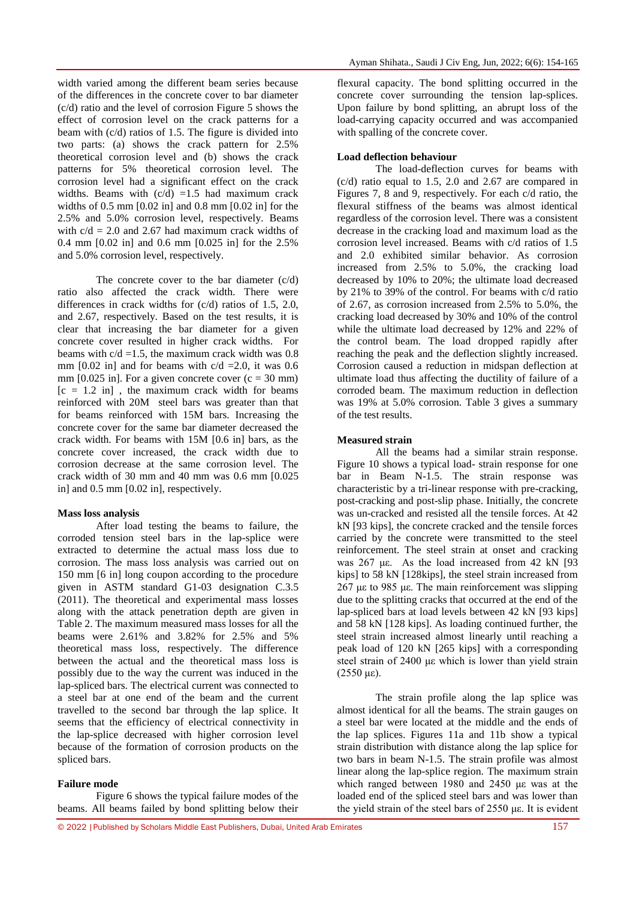width varied among the different beam series because of the differences in the concrete cover to bar diameter (c/d) ratio and the level of corrosion Figure 5 shows the effect of corrosion level on the crack patterns for a beam with (c/d) ratios of 1.5. The figure is divided into two parts: (a) shows the crack pattern for 2.5% theoretical corrosion level and (b) shows the crack patterns for 5% theoretical corrosion level. The corrosion level had a significant effect on the crack widths. Beams with (c/d) =1.5 had maximum crack widths of 0.5 mm [0.02 in] and 0.8 mm [0.02 in] for the 2.5% and 5.0% corrosion level, respectively. Beams with c/d = 2.0 and 2.67 had maximum crack widths of 0.4 mm [0.02 in] and 0.6 mm [0.025 in] for the 2.5% and 5.0% corrosion level, respectively.

The concrete cover to the bar diameter (c/d) ratio also affected the crack width. There were differences in crack widths for (c/d) ratios of 1.5, 2.0, and 2.67, respectively. Based on the test results, it is clear that increasing the bar diameter for a given concrete cover resulted in higher crack widths. For beams with c/d =1.5, the maximum crack width was 0.8 mm [0.02 in] and for beams with c/d =2.0, it was 0.6 mm [0.025 in]. For a given concrete cover (c = 30 mm) [c = 1.2 in] , the maximum crack width for beams reinforced with 20M steel bars was greater than that for beams reinforced with 15M bars. Increasing the concrete cover for the same bar diameter decreased the crack width. For beams with 15M [0.6 in] bars, as the concrete cover increased, the crack width due to corrosion decrease at the same corrosion level. The crack width of 30 mm and 40 mm was 0.6 mm [0.025 in] and 0.5 mm [0.02 in], respectively.

**Mass loss analysis**

After load testing the beams to failure, the corroded tension steel bars in the lap-splice were extracted to determine the actual mass loss due to corrosion. The mass loss analysis was carried out on 150 mm [6 in] long coupon according to the procedure given in ASTM standard G1-03 designation C.3.5 (2011). The theoretical and experimental mass losses along with the attack penetration depth are given in Table 2. The maximum measured mass losses for all the beams were 2.61% and 3.82% for 2.5% and 5% theoretical mass loss, respectively. The difference between the actual and the theoretical mass loss is possibly due to the way the current was induced in the lap-spliced bars. The electrical current was connected to a steel bar at one end of the beam and the current travelled to the second bar through the lap splice. It seems that the efficiency of electrical connectivity in the lap-splice decreased with higher corrosion level because of the formation of corrosion products on the spliced bars.

**Failure mode**

Figure 6 shows the typical failure modes of the beams. All beams failed by bond splitting below their flexural capacity. The bond splitting occurred in the concrete cover surrounding the tension lap-splices. Upon failure by bond splitting, an abrupt loss of the load-carrying capacity occurred and was accompanied with spalling of the concrete cover.

**Load deflection behaviour**

The load-deflection curves for beams with (c/d) ratio equal to 1.5, 2.0 and 2.67 are compared in Figures 7, 8 and 9, respectively. For each c/d ratio, the flexural stiffness of the beams was almost identical regardless of the corrosion level. There was a consistent decrease in the cracking load and maximum load as the corrosion level increased. Beams with c/d ratios of 1.5 and 2.0 exhibited similar behavior. As corrosion increased from 2.5% to 5.0%, the cracking load decreased by 10% to 20%; the ultimate load decreased by 21% to 39% of the control. For beams with c/d ratio of 2.67, as corrosion increased from 2.5% to 5.0%, the cracking load decreased by 30% and 10% of the control while the ultimate load decreased by 12% and 22% of the control beam. The load dropped rapidly after reaching the peak and the deflection slightly increased. Corrosion caused a reduction in midspan deflection at ultimate load thus affecting the ductility of failure of a corroded beam. The maximum reduction in deflection was 19% at 5.0% corrosion. Table 3 gives a summary of the test results.

**Measured strain**

All the beams had a similar strain response. Figure 10 shows a typical load- strain response for one bar in Beam N-1.5. The strain response was characteristic by a tri-linear response with pre-cracking, post-cracking and post-slip phase. Initially, the concrete was un-cracked and resisted all the tensile forces. At 42 kN [93 kips], the concrete cracked and the tensile forces carried by the concrete were transmitted to the steel reinforcement. The steel strain at onset and cracking was 267 με. As the load increased from 42 kN [93 kips] to 58 kN [128kips], the steel strain increased from 267 με to 985 με. The main reinforcement was slipping due to the splitting cracks that occurred at the end of the lap-spliced bars at load levels between 42 kN [93 kips] and 58 kN [128 kips]. As loading continued further, the steel strain increased almost linearly until reaching a peak load of 120 kN [265 kips] with a corresponding steel strain of 2400 με which is lower than yield strain (2550 με).

The strain profile along the lap splice was almost identical for all the beams. The strain gauges on a steel bar were located at the middle and the ends of the lap splices. Figures 11a and 11b show a typical strain distribution with distance along the lap splice for two bars in beam N-1.5. The strain profile was almost linear along the lap-splice region. The maximum strain which ranged between 1980 and 2450 με was at the loaded end of the spliced steel bars and was lower than the yield strain of the steel bars of 2550 με. It is evident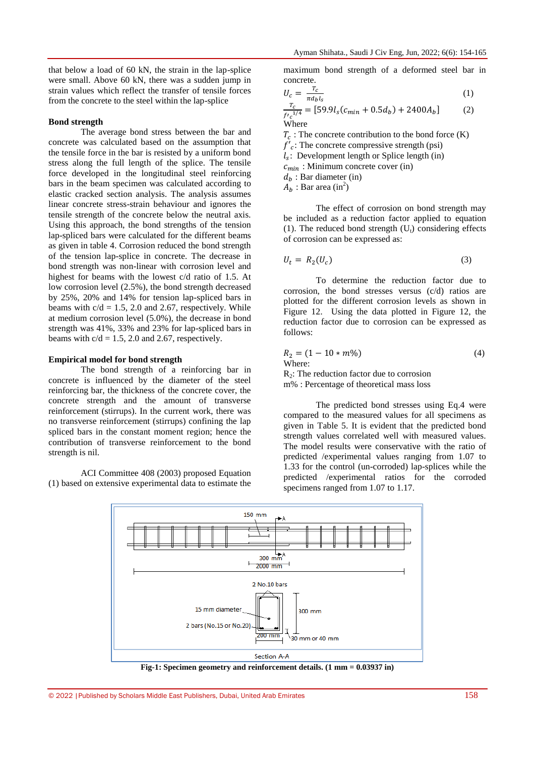that below a load of 60 kN, the strain in the lap-splice were small. Above 60 kN, there was a sudden jump in strain values which reflect the transfer of tensile forces from the concrete to the steel within the lap-splice

**Bond strength**

The average bond stress between the bar and concrete was calculated based on the assumption that the tensile force in the bar is resisted by a uniform bond stress along the full length of the splice. The tensile force developed in the longitudinal steel reinforcing bars in the beam specimen was calculated according to elastic cracked section analysis. The analysis assumes linear concrete stress-strain behaviour and ignores the tensile strength of the concrete below the neutral axis. Using this approach, the bond strengths of the tension lap-spliced bars were calculated for the different beams as given in table 4. Corrosion reduced the bond strength of the tension lap-splice in concrete. The decrease in bond strength was non-linear with corrosion level and highest for beams with the lowest c/d ratio of 1.5. At low corrosion level (2.5%), the bond strength decreased by 25%, 20% and 14% for tension lap-spliced bars in beams with c/d = 1.5, 2.0 and 2.67, respectively. While at medium corrosion level (5.0%), the decrease in bond strength was 41%, 33% and 23% for lap-spliced bars in beams with c/d = 1.5, 2.0 and 2.67, respectively.

**Empirical model for bond strength**

The bond strength of a reinforcing bar in concrete is influenced by the diameter of the steel reinforcing bar, the thickness of the concrete cover, the concrete strength and the amount of transverse reinforcement (stirrups). In the current work, there was no transverse reinforcement (stirrups) confining the lap spliced bars in the constant moment region; hence the contribution of transverse reinforcement to the bond strength is nil.

ACI Committee 408 (2003) proposed Equation (1) based on extensive experimental data to estimate the maximum bond strength of a deformed steel bar in concrete.

$$U_c = \frac{T_c}{\pi d_b l_s} \qquad (1)$$

$$\frac{T_c}{{f'_c}^{1/4}} = [59.9 l_s (c_{min} + 0.5 d_b) + 2400 A_b] \qquad (2)$$

Where

$T_c$ : The concrete contribution to the bond force (K)
$f'_c$: The concrete compressive strength (psi)
$l_s$: Development length or Splice length (in)
$c_{min}$ : Minimum concrete cover (in)
$d_b$ : Bar diameter (in)
$A_b$ : Bar area (in$^2$)

The effect of corrosion on bond strength may be included as a reduction factor applied to equation (1). The reduced bond strength ($U_t$) considering effects of corrosion can be expressed as:

$$U_t = R_2(U_c) \qquad (3)$$

To determine the reduction factor due to corrosion, the bond stresses versus (c/d) ratios are plotted for the different corrosion levels as shown in Figure 12. Using the data plotted in Figure 12, the reduction factor due to corrosion can be expressed as follows:

$$R_2 = (1 - 10 * m\%) \qquad (4)$$

Where:
$R_2$: The reduction factor due to corrosion
m% : Percentage of theoretical mass loss

The predicted bond stresses using Eq.4 were compared to the measured values for all specimens as given in Table 5. It is evident that the predicted bond strength values correlated well with measured values. The model results were conservative with the ratio of predicted /experimental values ranging from 1.07 to 1.33 for the control (un-corroded) lap-splices while the predicted /experimental ratios for the corroded specimens ranged from 1.07 to 1.17.

**Fig-1: Specimen geometry and reinforcement details. (1 mm = 0.03937 in)**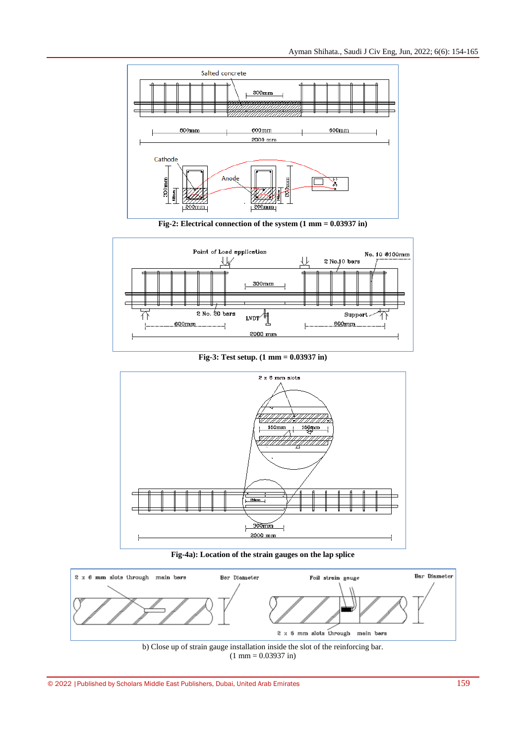**Fig-2: Electrical connection of the system (1 mm = 0.03937 in)**

**Fig-3: Test setup. (1 mm = 0.03937 in)**

**Fig-4a): Location of the strain gauges on the lap splice**

b) Close up of strain gauge installation inside the slot of the reinforcing bar.
(1 mm = 0.03937 in)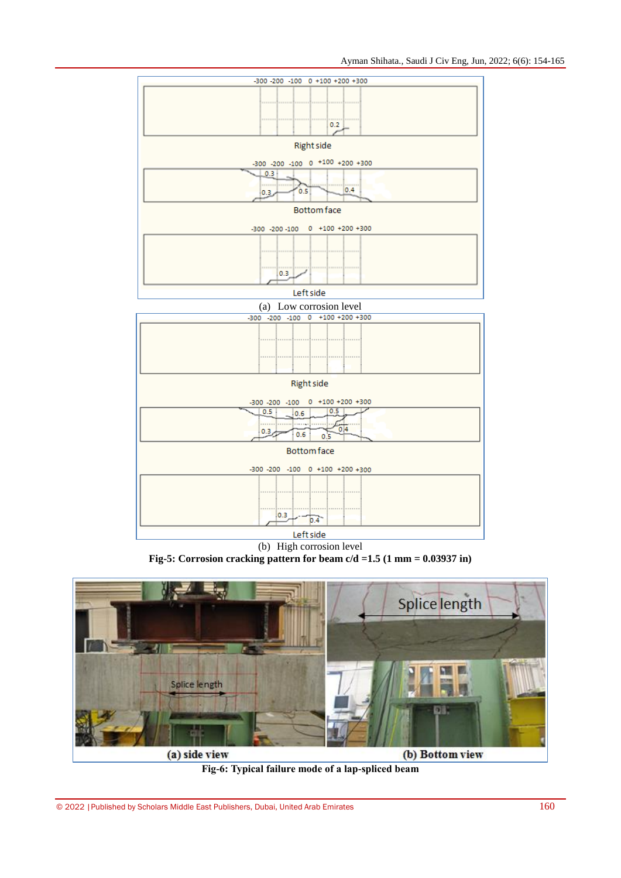(a) Low corrosion level

(b) High corrosion level

**Fig-5: Corrosion cracking pattern for beam c/d =1.5 (1 mm = 0.03937 in)**

(a) side view

(b) Bottom view

**Fig-6: Typical failure mode of a lap-spliced beam**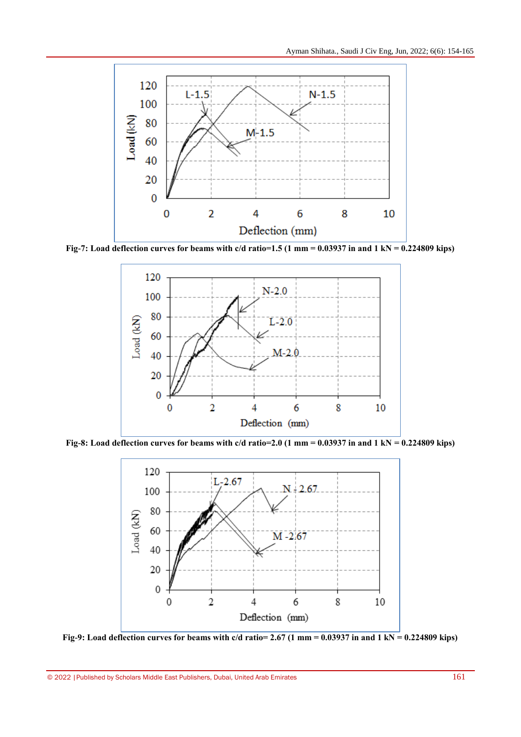Fig-7: Load deflection curves for beams with c/d ratio=1.5 (1 mm = 0.03937 in and 1 kN = 0.224809 kips)

Fig-8: Load deflection curves for beams with c/d ratio=2.0 (1 mm = 0.03937 in and 1 kN = 0.224809 kips)

Fig-9: Load deflection curves for beams with c/d ratio= 2.67 (1 mm = 0.03937 in and 1 kN = 0.224809 kips)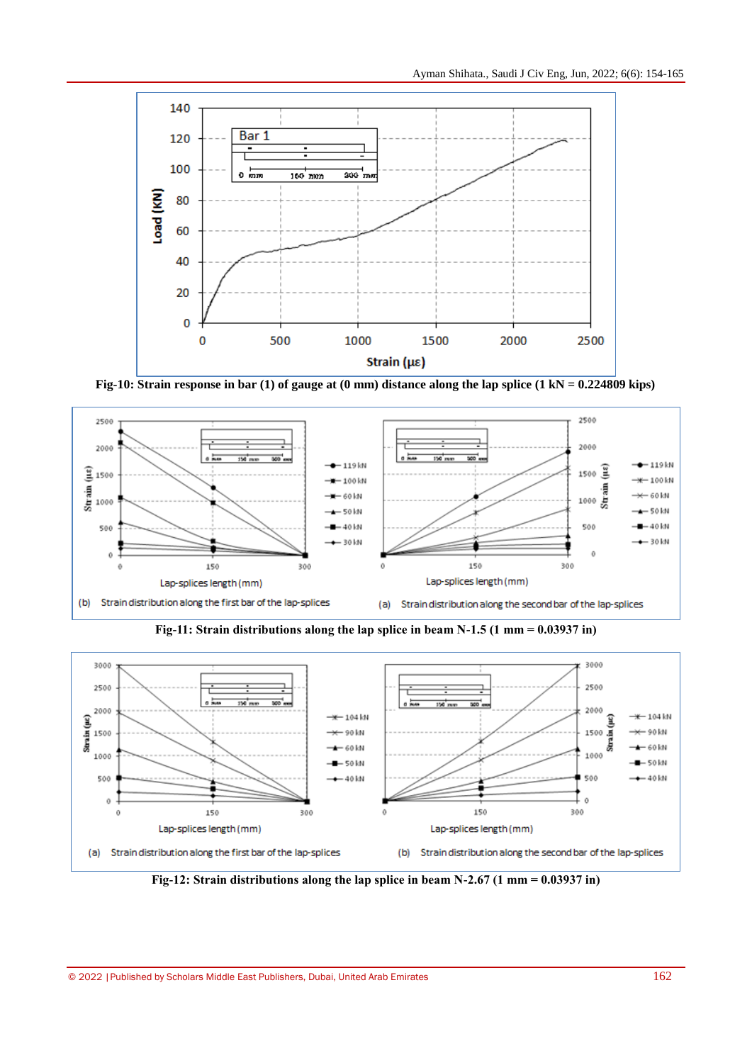Fig-10: Strain response in bar (1) of gauge at (0 mm) distance along the lap splice (1 kN = 0.224809 kips)

Fig-11: Strain distributions along the lap splice in beam N-1.5 (1 mm = 0.03937 in)

Fig-12: Strain distributions along the lap splice in beam N-2.67 (1 mm = 0.03937 in)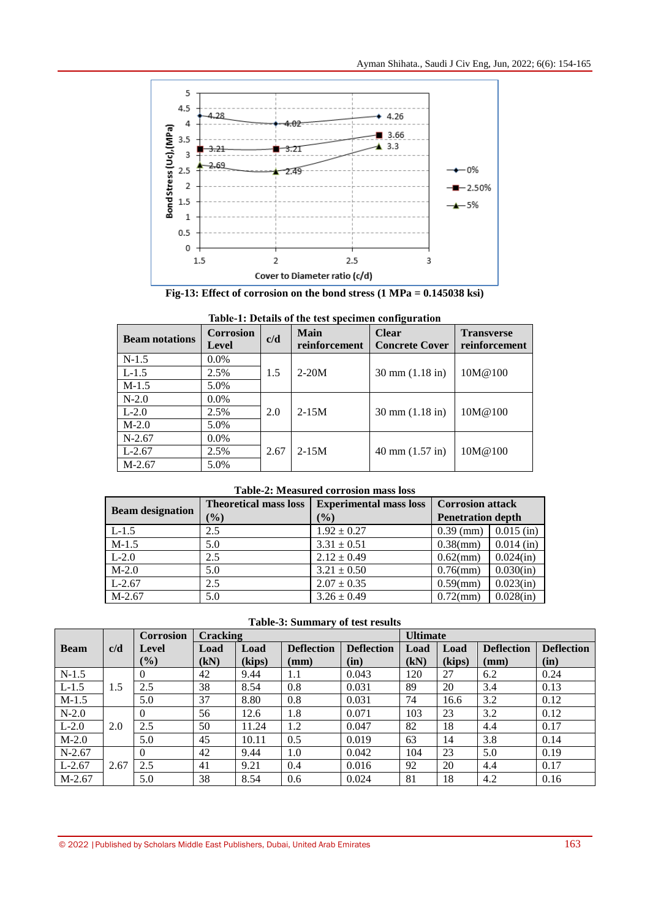Fig-13: Effect of corrosion on the bond stress (1 MPa = 0.145038 ksi)

**Table-1: Details of the test specimen configuration**

| Beam notations | Corrosion Level | c/d | Main reinforcement | Clear Concrete Cover | Transverse reinforcement |
|---|---|---|---|---|---|
| N-1.5 | 0.0% | 1.5 | 2-20M | 30 mm (1.18 in) | 10M@100 |
| L-1.5 | 2.5% | | | | |
| M-1.5 | 5.0% | | | | |
| N-2.0 | 0.0% | 2.0 | 2-15M | 30 mm (1.18 in) | 10M@100 |
| L-2.0 | 2.5% | | | | |
| M-2.0 | 5.0% | | | | |
| N-2.67 | 0.0% | 2.67 | 2-15M | 40 mm (1.57 in) | 10M@100 |
| L-2.67 | 2.5% | | | | |
| M-2.67 | 5.0% | | | | |

**Table-2: Measured corrosion mass loss**

| Beam designation | Theoretical mass loss (%) | Experimental mass loss (%) | Corrosion attack Penetration depth | |
|---|---|---|---|---|
| L-1.5 | 2.5 | 1.92 ± 0.27 | 0.39 (mm) | 0.015 (in) |
| M-1.5 | 5.0 | 3.31 ± 0.51 | 0.38(mm) | 0.014 (in) |
| L-2.0 | 2.5 | 2.12 ± 0.49 | 0.62(mm) | 0.024(in) |
| M-2.0 | 5.0 | 3.21 ± 0.50 | 0.76(mm) | 0.030(in) |
| L-2.67 | 2.5 | 2.07 ± 0.35 | 0.59(mm) | 0.023(in) |
| M-2.67 | 5.0 | 3.26 ± 0.49 | 0.72(mm) | 0.028(in) |

**Table-3: Summary of test results**

| Beam | c/d | Corrosion Level (%) | Cracking | | | | Ultimate | | | |
|---|---|---|---|---|---|---|---|---|---|---|
| | | | Load (kN) | Load (kips) | Deflection (mm) | Deflection (in) | Load (kN) | Load (kips) | Deflection (mm) | Deflection (in) |
| N-1.5 | 1.5 | 0 | 42 | 9.44 | 1.1 | 0.043 | 120 | 27 | 6.2 | 0.24 |
| L-1.5 | | 2.5 | 38 | 8.54 | 0.8 | 0.031 | 89 | 20 | 3.4 | 0.13 |
| M-1.5 | | 5.0 | 37 | 8.80 | 0.8 | 0.031 | 74 | 16.6 | 3.2 | 0.12 |
| N-2.0 | 2.0 | 0 | 56 | 12.6 | 1.8 | 0.071 | 103 | 23 | 3.2 | 0.12 |
| L-2.0 | | 2.5 | 50 | 11.24 | 1.2 | 0.047 | 82 | 18 | 4.4 | 0.17 |
| M-2.0 | | 5.0 | 45 | 10.11 | 0.5 | 0.019 | 63 | 14 | 3.8 | 0.14 |
| N-2.67 | 2.67 | 0 | 42 | 9.44 | 1.0 | 0.042 | 104 | 23 | 5.0 | 0.19 |
| L-2.67 | | 2.5 | 41 | 9.21 | 0.4 | 0.016 | 92 | 20 | 4.4 | 0.17 |
| M-2.67 | | 5.0 | 38 | 8.54 | 0.6 | 0.024 | 81 | 18 | 4.2 | 0.16 |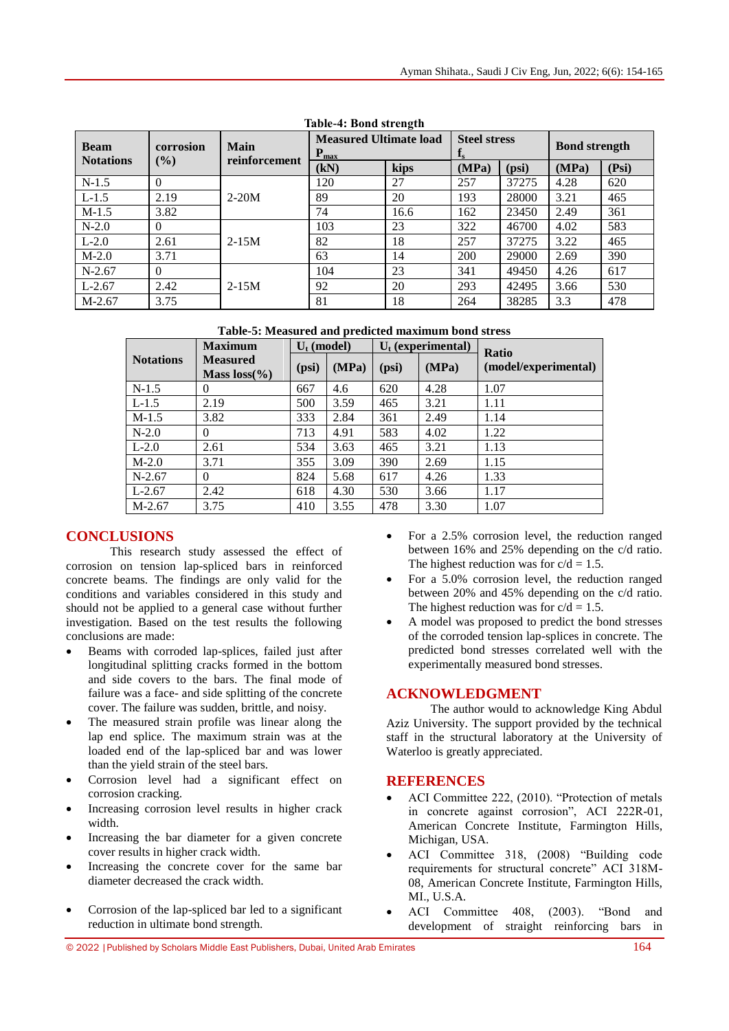**Table-4: Bond strength**

| Beam Notations | corrosion (%) | Main reinforcement | Measured Ultimate load $P_{max}$ | | Steel stress $f_s$ | | Bond strength | |
|---|---|---|---|---|---|---|---|---|
| | | | (kN) | kips | (MPa) | (psi) | (MPa) | (Psi) |
| N-1.5 | 0 | 2-20M | 120 | 27 | 257 | 37275 | 4.28 | 620 |
| L-1.5 | 2.19 | | 89 | 20 | 193 | 28000 | 3.21 | 465 |
| M-1.5 | 3.82 | | 74 | 16.6 | 162 | 23450 | 2.49 | 361 |
| N-2.0 | 0 | 2-15M | 103 | 23 | 322 | 46700 | 4.02 | 583 |
| L-2.0 | 2.61 | | 82 | 18 | 257 | 37275 | 3.22 | 465 |
| M-2.0 | 3.71 | | 63 | 14 | 200 | 29000 | 2.69 | 390 |
| N-2.67 | 0 | 2-15M | 104 | 23 | 341 | 49450 | 4.26 | 617 |
| L-2.67 | 2.42 | | 92 | 20 | 293 | 42495 | 3.66 | 530 |
| M-2.67 | 3.75 | | 81 | 18 | 264 | 38285 | 3.3 | 478 |

**Table-5: Measured and predicted maximum bond stress**

| Notations | Maximum Measured Mass loss(%) | $U_t$ (model) | | $U_t$ (experimental) | | Ratio (model/experimental) |
|---|---|---|---|---|---|---|
| | | (psi) | (MPa) | (psi) | (MPa) | |
| N-1.5 | 0 | 667 | 4.6 | 620 | 4.28 | 1.07 |
| L-1.5 | 2.19 | 500 | 3.59 | 465 | 3.21 | 1.11 |
| M-1.5 | 3.82 | 333 | 2.84 | 361 | 2.49 | 1.14 |
| N-2.0 | 0 | 713 | 4.91 | 583 | 4.02 | 1.22 |
| L-2.0 | 2.61 | 534 | 3.63 | 465 | 3.21 | 1.13 |
| M-2.0 | 3.71 | 355 | 3.09 | 390 | 2.69 | 1.15 |
| N-2.67 | 0 | 824 | 5.68 | 617 | 4.26 | 1.33 |
| L-2.67 | 2.42 | 618 | 4.30 | 530 | 3.66 | 1.17 |
| M-2.67 | 3.75 | 410 | 3.55 | 478 | 3.30 | 1.07 |

## CONCLUSIONS

This research study assessed the effect of corrosion on tension lap-spliced bars in reinforced concrete beams. The findings are only valid for the conditions and variables considered in this study and should not be applied to a general case without further investigation. Based on the test results the following conclusions are made:

- Beams with corroded lap-splices, failed just after longitudinal splitting cracks formed in the bottom and side covers to the bars. The final mode of failure was a face- and side splitting of the concrete cover. The failure was sudden, brittle, and noisy.
- The measured strain profile was linear along the lap end splice. The maximum strain was at the loaded end of the lap-spliced bar and was lower than the yield strain of the steel bars.
- Corrosion level had a significant effect on corrosion cracking.
- Increasing corrosion level results in higher crack width.
- Increasing the bar diameter for a given concrete cover results in higher crack width.
- Increasing the concrete cover for the same bar diameter decreased the crack width.
- Corrosion of the lap-spliced bar led to a significant reduction in ultimate bond strength.
- For a 2.5% corrosion level, the reduction ranged between 16% and 25% depending on the c/d ratio. The highest reduction was for c/d = 1.5.
- For a 5.0% corrosion level, the reduction ranged between 20% and 45% depending on the c/d ratio. The highest reduction was for c/d = 1.5.
- A model was proposed to predict the bond stresses of the corroded tension lap-splices in concrete. The predicted bond stresses correlated well with the experimentally measured bond stresses.

## ACKNOWLEDGMENT

The author would to acknowledge King Abdul Aziz University. The support provided by the technical staff in the structural laboratory at the University of Waterloo is greatly appreciated.

## REFERENCES

- ACI Committee 222, (2010). "Protection of metals in concrete against corrosion", ACI 222R-01, American Concrete Institute, Farmington Hills, Michigan, USA.
- ACI Committee 318, (2008) "Building code requirements for structural concrete" ACI 318M-08, American Concrete Institute, Farmington Hills, MI., U.S.A.
- ACI Committee 408, (2003). "Bond and development of straight reinforcing bars in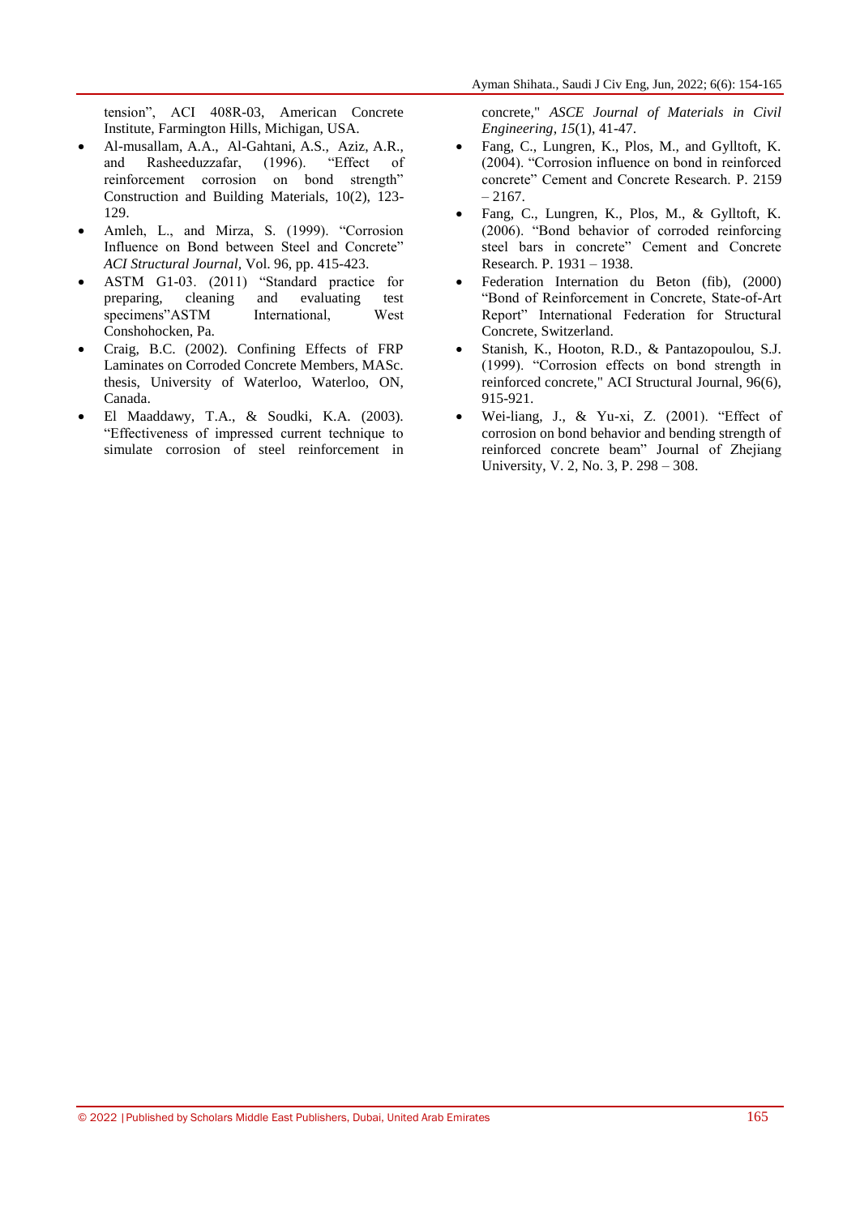tension", ACI 408R-03, American Concrete Institute, Farmington Hills, Michigan, USA.

- Al-musallam, A.A., Al-Gahtani, A.S., Aziz, A.R., and Rasheeduzzafar, (1996). "Effect of reinforcement corrosion on bond strength" Construction and Building Materials, 10(2), 123-129.
- Amleh, L., and Mirza, S. (1999). "Corrosion Influence on Bond between Steel and Concrete" *ACI Structural Journal*, Vol. 96, pp. 415-423.
- ASTM G1-03. (2011) "Standard practice for preparing, cleaning and evaluating test specimens"ASTM International, West Conshohocken, Pa.
- Craig, B.C. (2002). Confining Effects of FRP Laminates on Corroded Concrete Members, MASc. thesis, University of Waterloo, Waterloo, ON, Canada.
- El Maaddawy, T.A., & Soudki, K.A. (2003). "Effectiveness of impressed current technique to simulate corrosion of steel reinforcement in concrete," *ASCE Journal of Materials in Civil Engineering*, *15*(1), 41-47.
- Fang, C., Lungren, K., Plos, M., and Gylltoft, K. (2004). "Corrosion influence on bond in reinforced concrete" Cement and Concrete Research. P. 2159 – 2167.
- Fang, C., Lungren, K., Plos, M., & Gylltoft, K. (2006). "Bond behavior of corroded reinforcing steel bars in concrete" Cement and Concrete Research. P. 1931 – 1938.
- Federation Internation du Beton (fib), (2000) "Bond of Reinforcement in Concrete, State-of-Art Report" International Federation for Structural Concrete, Switzerland.
- Stanish, K., Hooton, R.D., & Pantazopoulou, S.J. (1999). "Corrosion effects on bond strength in reinforced concrete," ACI Structural Journal, 96(6), 915-921.
- Wei-liang, J., & Yu-xi, Z. (2001). "Effect of corrosion on bond behavior and bending strength of reinforced concrete beam" Journal of Zhejiang University, V. 2, No. 3, P. 298 – 308.